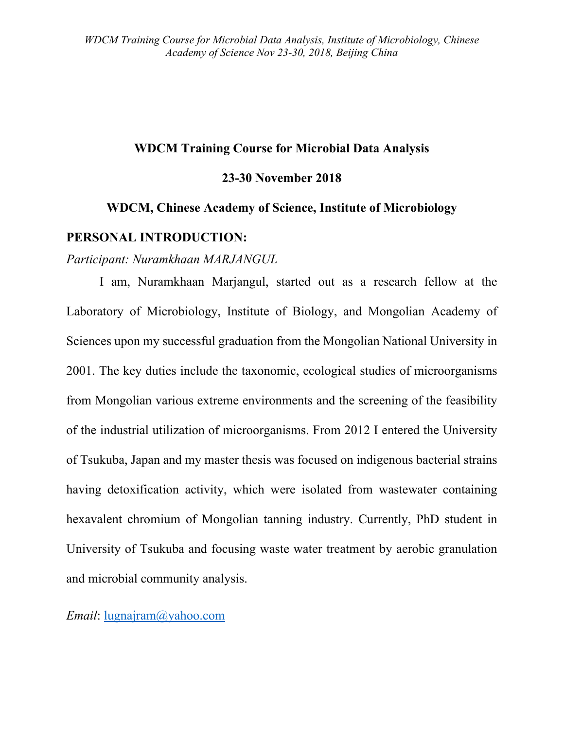**WDCM Training Course for Microbial Data Analysis**

**23-30 November 2018**

**WDCM, Chinese Academy of Science, Institute of Microbiology**

## PERSONAL INTRODUCTION:

*Participant: Nuramkhaan MARJANGUL*

I am, Nuramkhaan Marjangul, started out as a research fellow at the Laboratory of Microbiology, Institute of Biology, and Mongolian Academy of Sciences upon my successful graduation from the Mongolian National University in 2001. The key duties include the taxonomic, ecological studies of microorganisms from Mongolian various extreme environments and the screening of the feasibility of the industrial utilization of microorganisms. From 2012 I entered the University of Tsukuba, Japan and my master thesis was focused on indigenous bacterial strains having detoxification activity, which were isolated from wastewater containing hexavalent chromium of Mongolian tanning industry. Currently, PhD student in University of Tsukuba and focusing waste water treatment by aerobic granulation and microbial community analysis.

*Email*: lugnajram@yahoo.com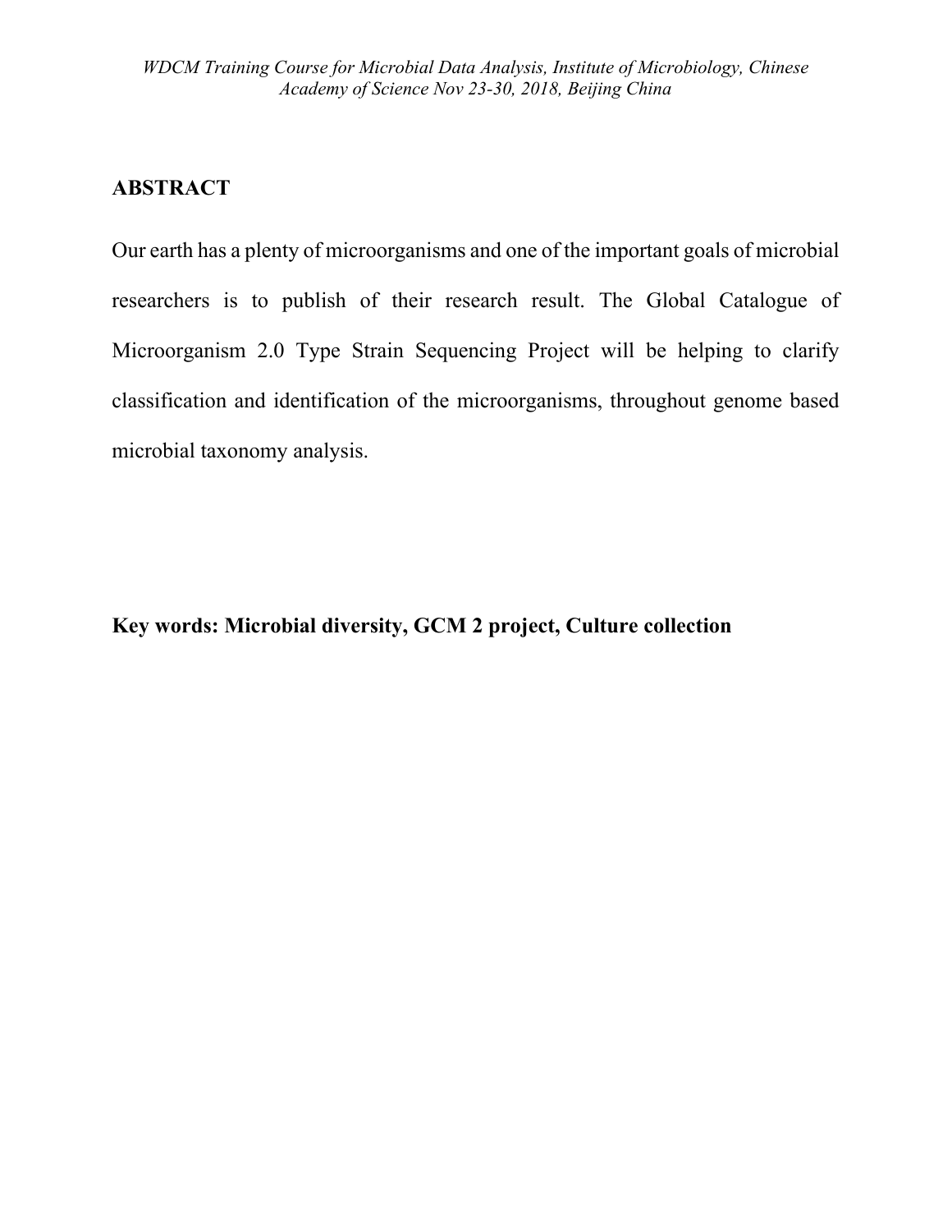## ABSTRACT

Our earth has a plenty of microorganisms and one of the important goals of microbial researchers is to publish of their research result. The Global Catalogue of Microorganism 2.0 Type Strain Sequencing Project will be helping to clarify classification and identification of the microorganisms, throughout genome based microbial taxonomy analysis.

**Key words: Microbial diversity, GCM 2 project, Culture collection**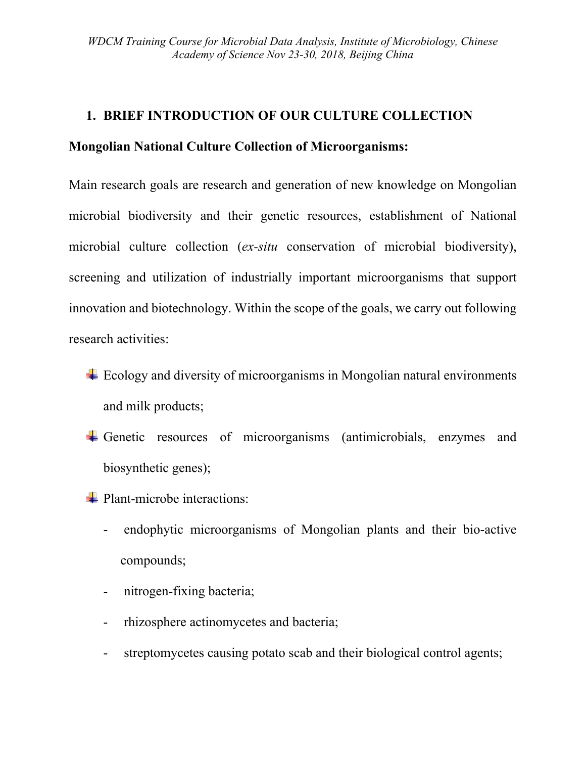## 1. BRIEF INTRODUCTION OF OUR CULTURE COLLECTION

**Mongolian National Culture Collection of Microorganisms:**

Main research goals are research and generation of new knowledge on Mongolian microbial biodiversity and their genetic resources, establishment of National microbial culture collection (*ex-situ* conservation of microbial biodiversity), screening and utilization of industrially important microorganisms that support innovation and biotechnology. Within the scope of the goals, we carry out following research activities:

- Ecology and diversity of microorganisms in Mongolian natural environments and milk products;
- Genetic resources of microorganisms (antimicrobials, enzymes and biosynthetic genes);
- Plant-microbe interactions:
  - endophytic microorganisms of Mongolian plants and their bio-active compounds;
  - nitrogen-fixing bacteria;
  - rhizosphere actinomycetes and bacteria;
  - streptomycetes causing potato scab and their biological control agents;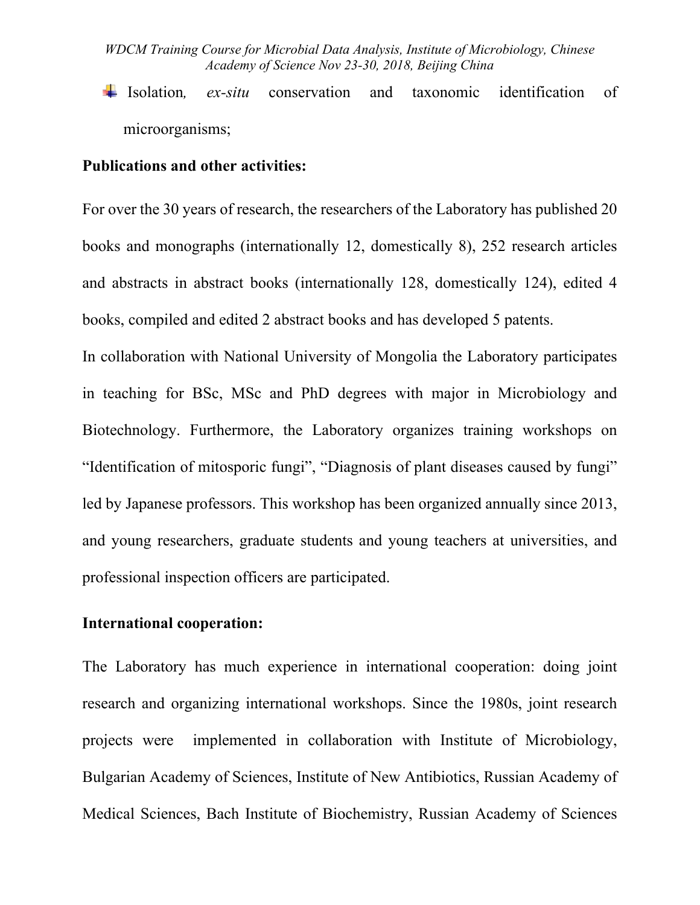- Isolation, *ex-situ* conservation and taxonomic identification of microorganisms;

**Publications and other activities:**

For over the 30 years of research, the researchers of the Laboratory has published 20 books and monographs (internationally 12, domestically 8), 252 research articles and abstracts in abstract books (internationally 128, domestically 124), edited 4 books, compiled and edited 2 abstract books and has developed 5 patents.

In collaboration with National University of Mongolia the Laboratory participates in teaching for BSc, MSc and PhD degrees with major in Microbiology and Biotechnology. Furthermore, the Laboratory organizes training workshops on “Identification of mitosporic fungi”, “Diagnosis of plant diseases caused by fungi” led by Japanese professors. This workshop has been organized annually since 2013, and young researchers, graduate students and young teachers at universities, and professional inspection officers are participated.

**International cooperation:**

The Laboratory has much experience in international cooperation: doing joint research and organizing international workshops. Since the 1980s, joint research projects were implemented in collaboration with Institute of Microbiology, Bulgarian Academy of Sciences, Institute of New Antibiotics, Russian Academy of Medical Sciences, Bach Institute of Biochemistry, Russian Academy of Sciences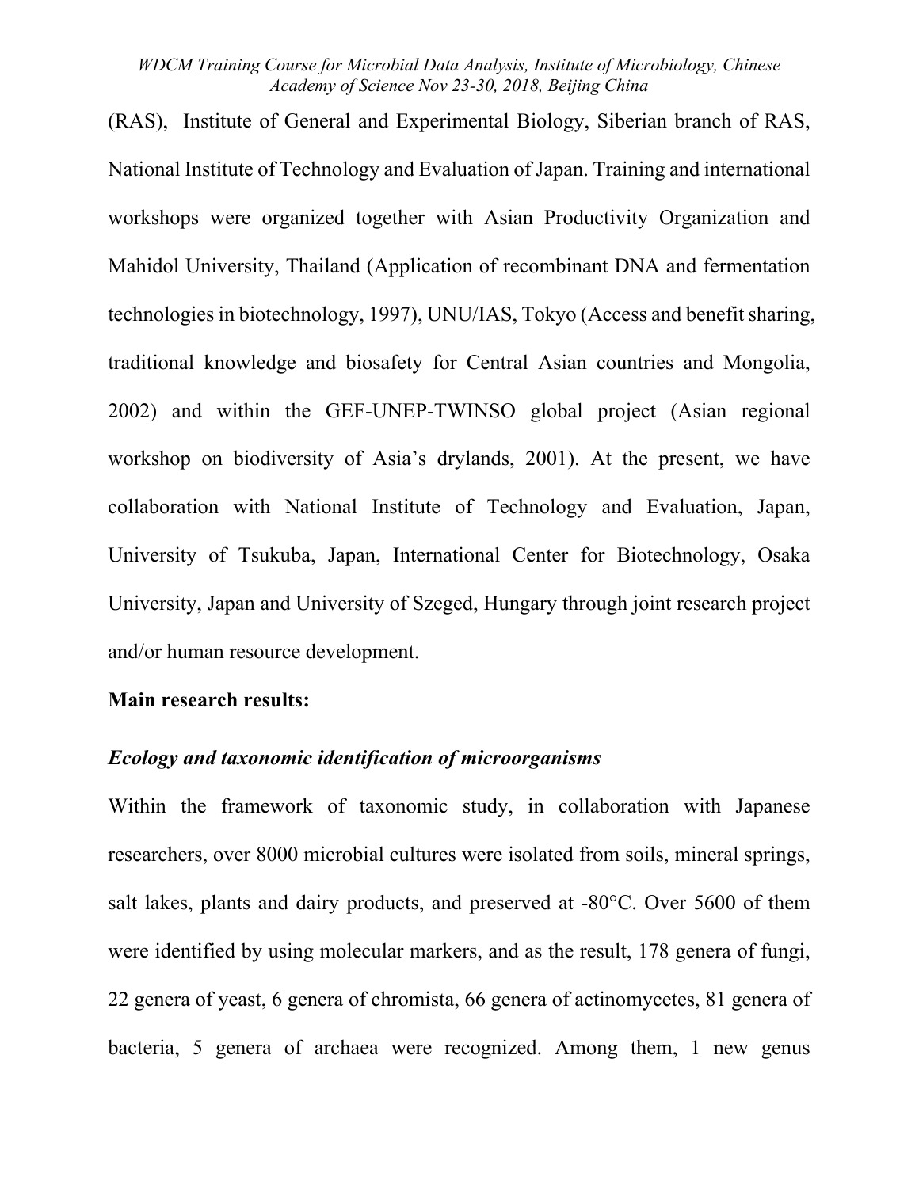(RAS), Institute of General and Experimental Biology, Siberian branch of RAS, National Institute of Technology and Evaluation of Japan. Training and international workshops were organized together with Asian Productivity Organization and Mahidol University, Thailand (Application of recombinant DNA and fermentation technologies in biotechnology, 1997), UNU/IAS, Tokyo (Access and benefit sharing, traditional knowledge and biosafety for Central Asian countries and Mongolia, 2002) and within the GEF-UNEP-TWINSO global project (Asian regional workshop on biodiversity of Asia's drylands, 2001). At the present, we have collaboration with National Institute of Technology and Evaluation, Japan, University of Tsukuba, Japan, International Center for Biotechnology, Osaka University, Japan and University of Szeged, Hungary through joint research project and/or human resource development.

**Main research results:**

***Ecology and taxonomic identification of microorganisms***

Within the framework of taxonomic study, in collaboration with Japanese researchers, over 8000 microbial cultures were isolated from soils, mineral springs, salt lakes, plants and dairy products, and preserved at -80°C. Over 5600 of them were identified by using molecular markers, and as the result, 178 genera of fungi, 22 genera of yeast, 6 genera of chromista, 66 genera of actinomycetes, 81 genera of bacteria, 5 genera of archaea were recognized. Among them, 1 new genus